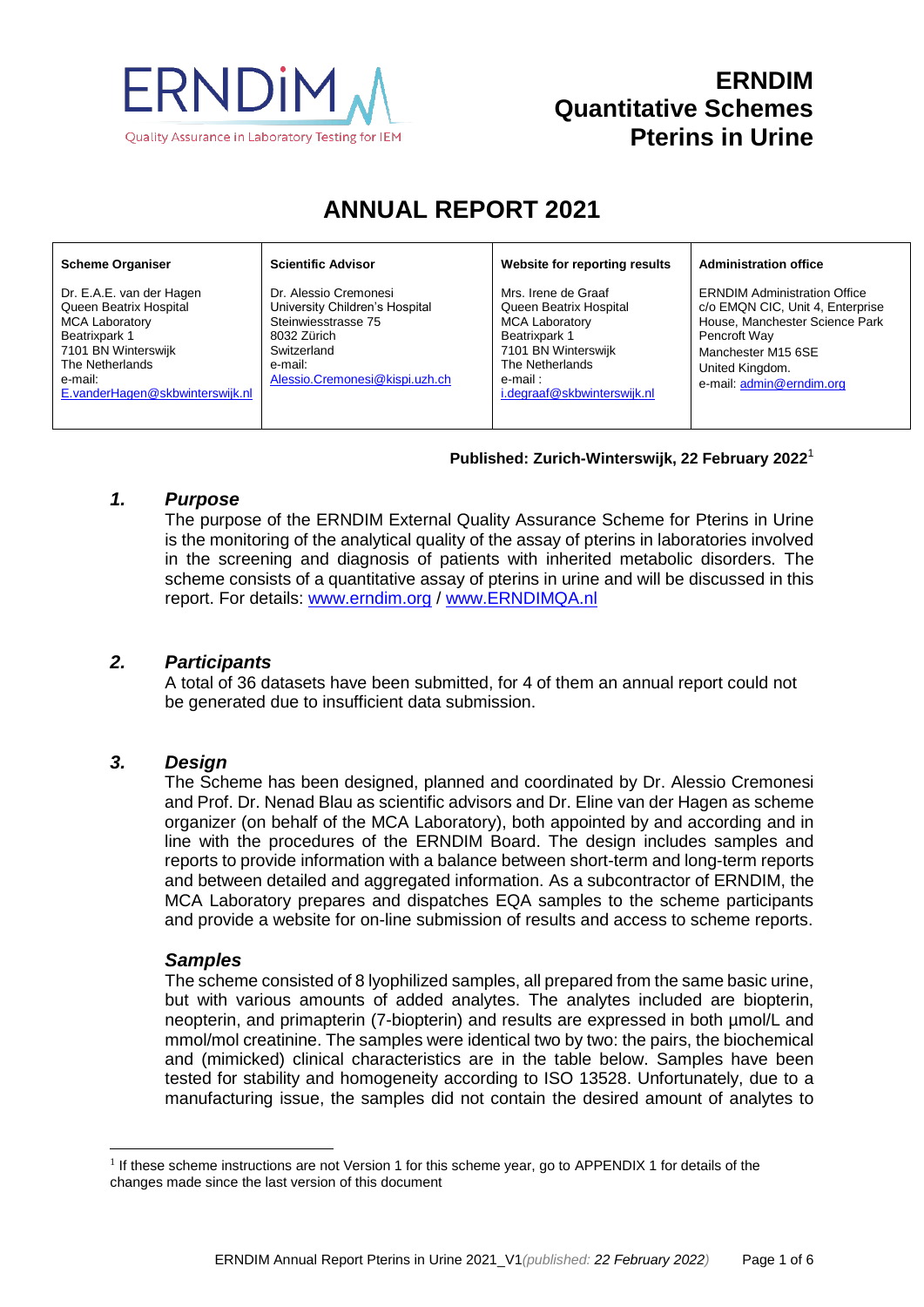ERNDiM

Quality Assurance in Laboratory Testing for IEM

# ERNDIM Quantitative Schemes Pterins in Urine

# ANNUAL REPORT 2021

| Scheme Organiser | Scientific Advisor | Website for reporting results | Administration office |
|---|---|---|---|
| Dr. E.A.E. van der Hagen<br>Queen Beatrix Hospital<br>MCA Laboratory<br>Beatrixpark 1<br>7101 BN Winterswijk<br>The Netherlands<br>e-mail:<br>E.vanderHagen@skbwinterswijk.nl | Dr. Alessio Cremonesi<br>University Children's Hospital<br>Steinwiesstrasse 75<br>8032 Zürich<br>Switzerland<br>e-mail:<br>Alessio.Cremonesi@kispi.uzh.ch | Mrs. Irene de Graaf<br>Queen Beatrix Hospital<br>MCA Laboratory<br>Beatrixpark 1<br>7101 BN Winterswijk<br>The Netherlands<br>e-mail :<br>i.degraaf@skbwinterswijk.nl | ERNDIM Administration Office<br>c/o EMQN CIC, Unit 4, Enterprise House, Manchester Science Park<br>Pencroft Way<br>Manchester M15 6SE<br>United Kingdom.<br>e-mail: admin@erndim.org |

**Published: Zurich-Winterswijk, 22 February 2022**[1]

## *1. Purpose*

The purpose of the ERNDIM External Quality Assurance Scheme for Pterins in Urine is the monitoring of the analytical quality of the assay of pterins in laboratories involved in the screening and diagnosis of patients with inherited metabolic disorders. The scheme consists of a quantitative assay of pterins in urine and will be discussed in this report. For details: www.erndim.org / www.ERNDIMQA.nl

## *2. Participants*

A total of 36 datasets have been submitted, for 4 of them an annual report could not be generated due to insufficient data submission.

## *3. Design*

The Scheme has been designed, planned and coordinated by Dr. Alessio Cremonesi and Prof. Dr. Nenad Blau as scientific advisors and Dr. Eline van der Hagen as scheme organizer (on behalf of the MCA Laboratory), both appointed by and according and in line with the procedures of the ERNDIM Board. The design includes samples and reports to provide information with a balance between short-term and long-term reports and between detailed and aggregated information. As a subcontractor of ERNDIM, the MCA Laboratory prepares and dispatches EQA samples to the scheme participants and provide a website for on-line submission of results and access to scheme reports.

### *Samples*

The scheme consisted of 8 lyophilized samples, all prepared from the same basic urine, but with various amounts of added analytes. The analytes included are biopterin, neopterin, and primapterin (7-biopterin) and results are expressed in both µmol/L and mmol/mol creatinine. The samples were identical two by two: the pairs, the biochemical and (mimicked) clinical characteristics are in the table below. Samples have been tested for stability and homogeneity according to ISO 13528. Unfortunately, due to a manufacturing issue, the samples did not contain the desired amount of analytes to

[1] If these scheme instructions are not Version 1 for this scheme year, go to APPENDIX 1 for details of the changes made since the last version of this document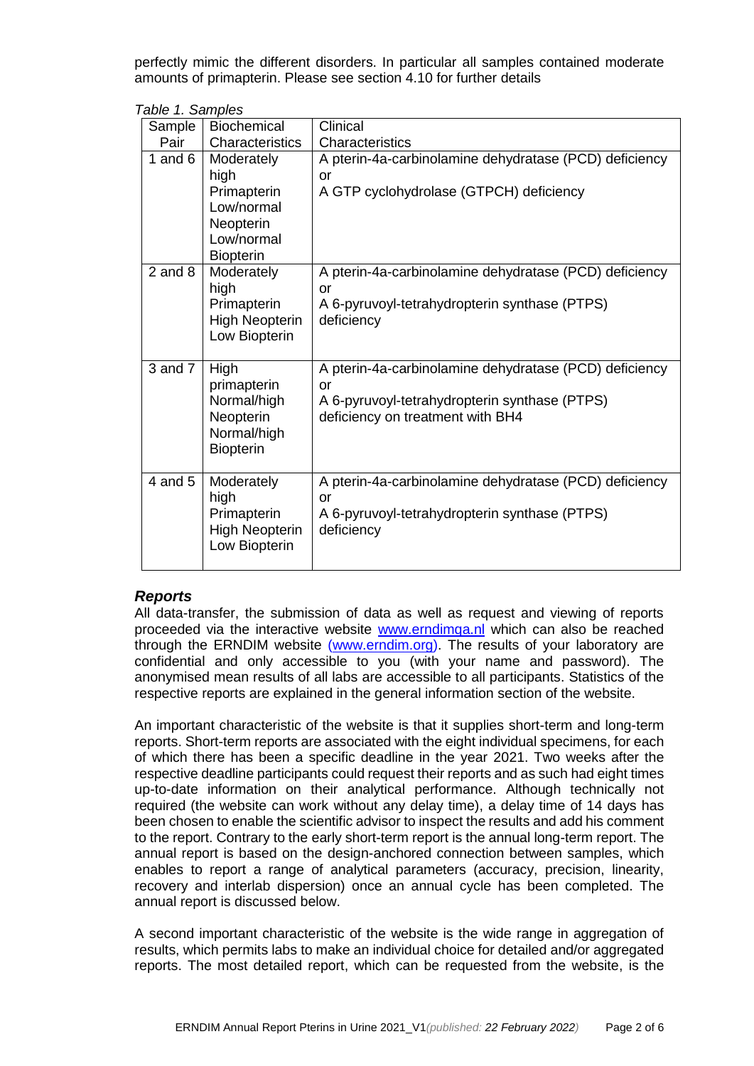perfectly mimic the different disorders. In particular all samples contained moderate amounts of primapterin. Please see section 4.10 for further details

*Table 1. Samples*

| Sample Pair | Biochemical Characteristics | Clinical Characteristics |
|---|---|---|
| 1 and 6 | Moderately high Primapterin Low/normal Neopterin Low/normal Biopterin | A pterin-4a-carbinolamine dehydratase (PCD) deficiency or A GTP cyclohydrolase (GTPCH) deficiency |
| 2 and 8 | Moderately high Primapterin High Neopterin Low Biopterin | A pterin-4a-carbinolamine dehydratase (PCD) deficiency or A 6-pyruvoyl-tetrahydropterin synthase (PTPS) deficiency |
| 3 and 7 | High primapterin Normal/high Neopterin Normal/high Biopterin | A pterin-4a-carbinolamine dehydratase (PCD) deficiency or A 6-pyruvoyl-tetrahydropterin synthase (PTPS) deficiency on treatment with BH4 |
| 4 and 5 | Moderately high Primapterin High Neopterin Low Biopterin | A pterin-4a-carbinolamine dehydratase (PCD) deficiency or A 6-pyruvoyl-tetrahydropterin synthase (PTPS) deficiency |

### *Reports*

All data-transfer, the submission of data as well as request and viewing of reports proceeded via the interactive website www.erndimqa.nl which can also be reached through the ERNDIM website (www.erndim.org). The results of your laboratory are confidential and only accessible to you (with your name and password). The anonymised mean results of all labs are accessible to all participants. Statistics of the respective reports are explained in the general information section of the website.

An important characteristic of the website is that it supplies short-term and long-term reports. Short-term reports are associated with the eight individual specimens, for each of which there has been a specific deadline in the year 2021. Two weeks after the respective deadline participants could request their reports and as such had eight times up-to-date information on their analytical performance. Although technically not required (the website can work without any delay time), a delay time of 14 days has been chosen to enable the scientific advisor to inspect the results and add his comment to the report. Contrary to the early short-term report is the annual long-term report. The annual report is based on the design-anchored connection between samples, which enables to report a range of analytical parameters (accuracy, precision, linearity, recovery and interlab dispersion) once an annual cycle has been completed. The annual report is discussed below.

A second important characteristic of the website is the wide range in aggregation of results, which permits labs to make an individual choice for detailed and/or aggregated reports. The most detailed report, which can be requested from the website, is the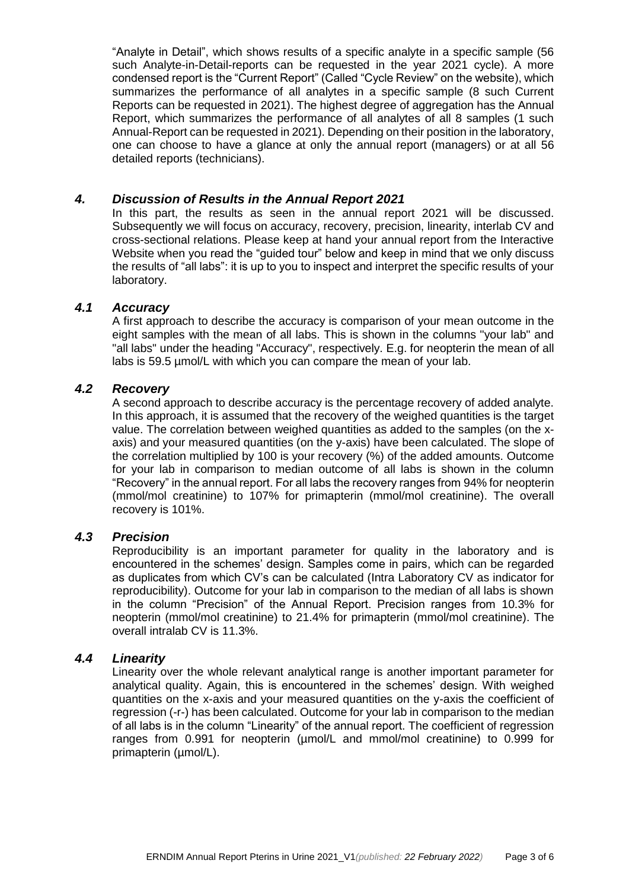"Analyte in Detail", which shows results of a specific analyte in a specific sample (56 such Analyte-in-Detail-reports can be requested in the year 2021 cycle). A more condensed report is the "Current Report" (Called "Cycle Review" on the website), which summarizes the performance of all analytes in a specific sample (8 such Current Reports can be requested in 2021). The highest degree of aggregation has the Annual Report, which summarizes the performance of all analytes of all 8 samples (1 such Annual-Report can be requested in 2021). Depending on their position in the laboratory, one can choose to have a glance at only the annual report (managers) or at all 56 detailed reports (technicians).

## *4. Discussion of Results in the Annual Report 2021*

In this part, the results as seen in the annual report 2021 will be discussed. Subsequently we will focus on accuracy, recovery, precision, linearity, interlab CV and cross-sectional relations. Please keep at hand your annual report from the Interactive Website when you read the "guided tour" below and keep in mind that we only discuss the results of "all labs": it is up to you to inspect and interpret the specific results of your laboratory.

### *4.1 Accuracy*

A first approach to describe the accuracy is comparison of your mean outcome in the eight samples with the mean of all labs. This is shown in the columns "your lab" and "all labs" under the heading "Accuracy", respectively. E.g. for neopterin the mean of all labs is 59.5 µmol/L with which you can compare the mean of your lab.

### *4.2 Recovery*

A second approach to describe accuracy is the percentage recovery of added analyte. In this approach, it is assumed that the recovery of the weighed quantities is the target value. The correlation between weighed quantities as added to the samples (on the x-axis) and your measured quantities (on the y-axis) have been calculated. The slope of the correlation multiplied by 100 is your recovery (%) of the added amounts. Outcome for your lab in comparison to median outcome of all labs is shown in the column "Recovery" in the annual report. For all labs the recovery ranges from 94% for neopterin (mmol/mol creatinine) to 107% for primapterin (mmol/mol creatinine). The overall recovery is 101%.

### *4.3 Precision*

Reproducibility is an important parameter for quality in the laboratory and is encountered in the schemes' design. Samples come in pairs, which can be regarded as duplicates from which CV's can be calculated (Intra Laboratory CV as indicator for reproducibility). Outcome for your lab in comparison to the median of all labs is shown in the column "Precision" of the Annual Report. Precision ranges from 10.3% for neopterin (mmol/mol creatinine) to 21.4% for primapterin (mmol/mol creatinine). The overall intralab CV is 11.3%.

### *4.4 Linearity*

Linearity over the whole relevant analytical range is another important parameter for analytical quality. Again, this is encountered in the schemes' design. With weighed quantities on the x-axis and your measured quantities on the y-axis the coefficient of regression (-r-) has been calculated. Outcome for your lab in comparison to the median of all labs is in the column "Linearity" of the annual report. The coefficient of regression ranges from 0.991 for neopterin (µmol/L and mmol/mol creatinine) to 0.999 for primapterin (µmol/L).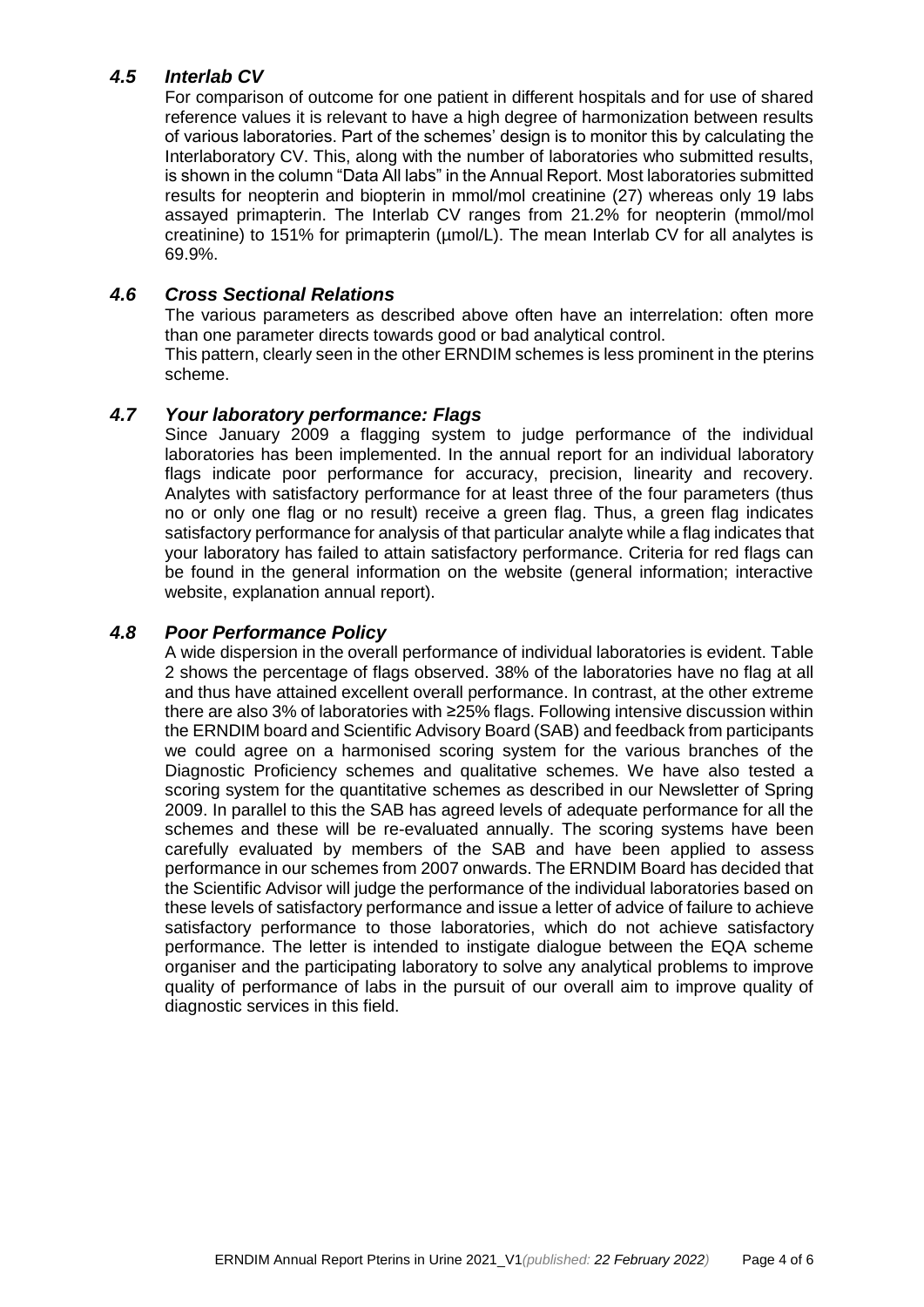### *4.5 Interlab CV*

For comparison of outcome for one patient in different hospitals and for use of shared reference values it is relevant to have a high degree of harmonization between results of various laboratories. Part of the schemes' design is to monitor this by calculating the Interlaboratory CV. This, along with the number of laboratories who submitted results, is shown in the column "Data All labs" in the Annual Report. Most laboratories submitted results for neopterin and biopterin in mmol/mol creatinine (27) whereas only 19 labs assayed primapterin. The Interlab CV ranges from 21.2% for neopterin (mmol/mol creatinine) to 151% for primapterin (µmol/L). The mean Interlab CV for all analytes is 69.9%.

### *4.6 Cross Sectional Relations*

The various parameters as described above often have an interrelation: often more than one parameter directs towards good or bad analytical control.

This pattern, clearly seen in the other ERNDIM schemes is less prominent in the pterins scheme.

### *4.7 Your laboratory performance: Flags*

Since January 2009 a flagging system to judge performance of the individual laboratories has been implemented. In the annual report for an individual laboratory flags indicate poor performance for accuracy, precision, linearity and recovery. Analytes with satisfactory performance for at least three of the four parameters (thus no or only one flag or no result) receive a green flag. Thus, a green flag indicates satisfactory performance for analysis of that particular analyte while a flag indicates that your laboratory has failed to attain satisfactory performance. Criteria for red flags can be found in the general information on the website (general information; interactive website, explanation annual report).

### *4.8 Poor Performance Policy*

A wide dispersion in the overall performance of individual laboratories is evident. Table 2 shows the percentage of flags observed. 38% of the laboratories have no flag at all and thus have attained excellent overall performance. In contrast, at the other extreme there are also 3% of laboratories with ≥25% flags. Following intensive discussion within the ERNDIM board and Scientific Advisory Board (SAB) and feedback from participants we could agree on a harmonised scoring system for the various branches of the Diagnostic Proficiency schemes and qualitative schemes. We have also tested a scoring system for the quantitative schemes as described in our Newsletter of Spring 2009. In parallel to this the SAB has agreed levels of adequate performance for all the schemes and these will be re-evaluated annually. The scoring systems have been carefully evaluated by members of the SAB and have been applied to assess performance in our schemes from 2007 onwards. The ERNDIM Board has decided that the Scientific Advisor will judge the performance of the individual laboratories based on these levels of satisfactory performance and issue a letter of advice of failure to achieve satisfactory performance to those laboratories, which do not achieve satisfactory performance. The letter is intended to instigate dialogue between the EQA scheme organiser and the participating laboratory to solve any analytical problems to improve quality of performance of labs in the pursuit of our overall aim to improve quality of diagnostic services in this field.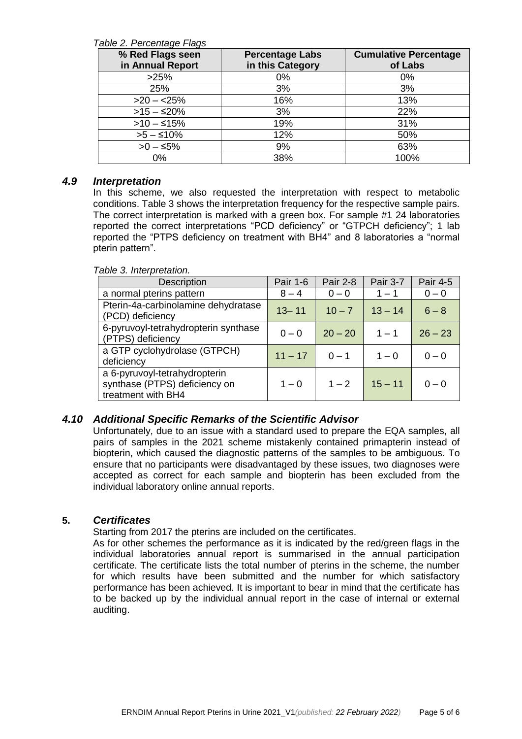*Table 2. Percentage Flags*

| % Red Flags seen in Annual Report | Percentage Labs in this Category | Cumulative Percentage of Labs |
|---|---|---|
| >25% | 0% | 0% |
| 25% | 3% | 3% |
| >20 – <25% | 16% | 13% |
| >15 – ≤20% | 3% | 22% |
| >10 – ≤15% | 19% | 31% |
| >5 – ≤10% | 12% | 50% |
| >0 – ≤5% | 9% | 63% |
| 0% | 38% | 100% |

### *4.9 Interpretation*

In this scheme, we also requested the interpretation with respect to metabolic conditions. Table 3 shows the interpretation frequency for the respective sample pairs. The correct interpretation is marked with a green box. For sample #1 24 laboratories reported the correct interpretations "PCD deficiency" or "GTPCH deficiency"; 1 lab reported the "PTPS deficiency on treatment with BH4" and 8 laboratories a "normal pterin pattern".

*Table 3. Interpretation.*

| Description | Pair 1-6 | Pair 2-8 | Pair 3-7 | Pair 4-5 |
|---|---|---|---|---|
| a normal pterins pattern | 8 – 4 | 0 – 0 | 1 – 1 | 0 – 0 |
| Pterin-4a-carbinolamine dehydratase (PCD) deficiency | 13– 11 | 10 – 7 | 13 – 14 | 6 – 8 |
| 6-pyruvoyl-tetrahydropterin synthase (PTPS) deficiency | 0 – 0 | 20 – 20 | 1 – 1 | 26 – 23 |
| a GTP cyclohydrolase (GTPCH) deficiency | 11 – 17 | 0 – 1 | 1 – 0 | 0 – 0 |
| a 6-pyruvoyl-tetrahydropterin synthase (PTPS) deficiency on treatment with BH4 | 1 – 0 | 1 – 2 | 15 – 11 | 0 – 0 |

### *4.10 Additional Specific Remarks of the Scientific Advisor*

Unfortunately, due to an issue with a standard used to prepare the EQA samples, all pairs of samples in the 2021 scheme mistakenly contained primapterin instead of biopterin, which caused the diagnostic patterns of the samples to be ambiguous. To ensure that no participants were disadvantaged by these issues, two diagnoses were accepted as correct for each sample and biopterin has been excluded from the individual laboratory online annual reports.

## **5. *Certificates***

Starting from 2017 the pterins are included on the certificates.

As for other schemes the performance as it is indicated by the red/green flags in the individual laboratories annual report is summarised in the annual participation certificate. The certificate lists the total number of pterins in the scheme, the number for which results have been submitted and the number for which satisfactory performance has been achieved. It is important to bear in mind that the certificate has to be backed up by the individual annual report in the case of internal or external auditing.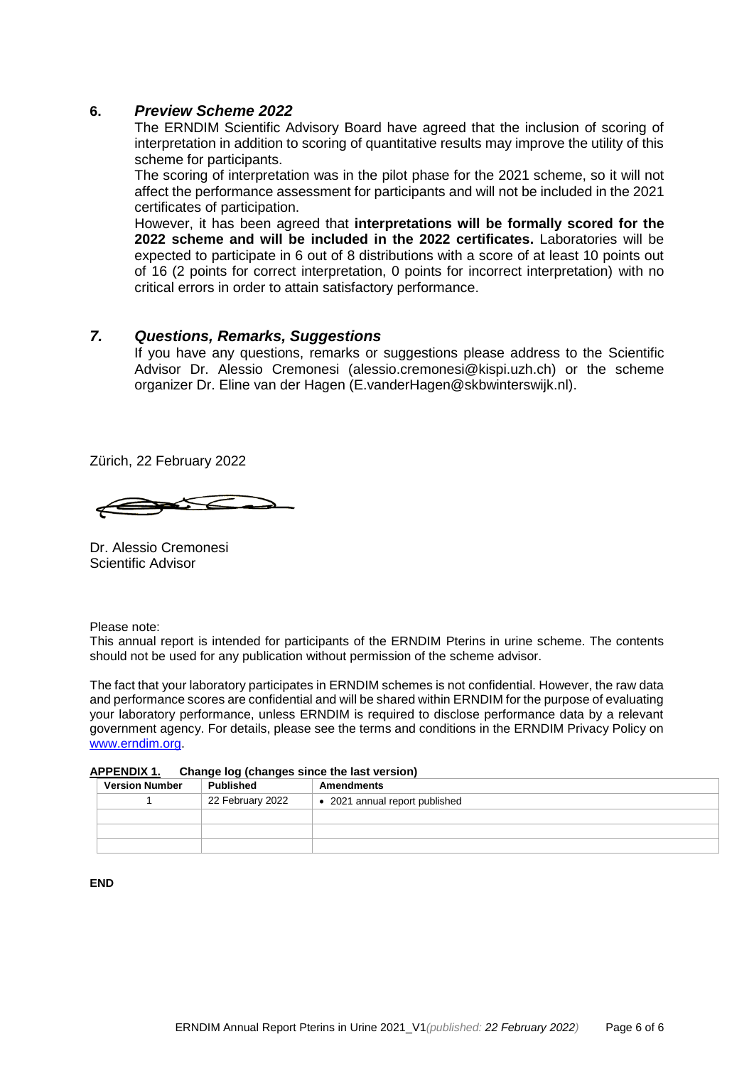## 6. *Preview Scheme 2022*

The ERNDIM Scientific Advisory Board have agreed that the inclusion of scoring of interpretation in addition to scoring of quantitative results may improve the utility of this scheme for participants.

The scoring of interpretation was in the pilot phase for the 2021 scheme, so it will not affect the performance assessment for participants and will not be included in the 2021 certificates of participation.

However, it has been agreed that **interpretations will be formally scored for the 2022 scheme and will be included in the 2022 certificates.** Laboratories will be expected to participate in 6 out of 8 distributions with a score of at least 10 points out of 16 (2 points for correct interpretation, 0 points for incorrect interpretation) with no critical errors in order to attain satisfactory performance.

## *7. Questions, Remarks, Suggestions*

If you have any questions, remarks or suggestions please address to the Scientific Advisor Dr. Alessio Cremonesi (alessio.cremonesi@kispi.uzh.ch) or the scheme organizer Dr. Eline van der Hagen (E.vanderHagen@skbwinterswijk.nl).

Zürich, 22 February 2022

Dr. Alessio Cremonesi
Scientific Advisor

Please note:
This annual report is intended for participants of the ERNDIM Pterins in urine scheme. The contents should not be used for any publication without permission of the scheme advisor.

The fact that your laboratory participates in ERNDIM schemes is not confidential. However, the raw data and performance scores are confidential and will be shared within ERNDIM for the purpose of evaluating your laboratory performance, unless ERNDIM is required to disclose performance data by a relevant government agency. For details, please see the terms and conditions in the ERNDIM Privacy Policy on [www.erndim.org](www.erndim.org).

**APPENDIX 1. Change log (changes since the last version)**

| Version Number | Published | Amendments |
|---|---|---|
| 1 | 22 February 2022 | • 2021 annual report published |
| | | |
| | | |
| | | |

**END**